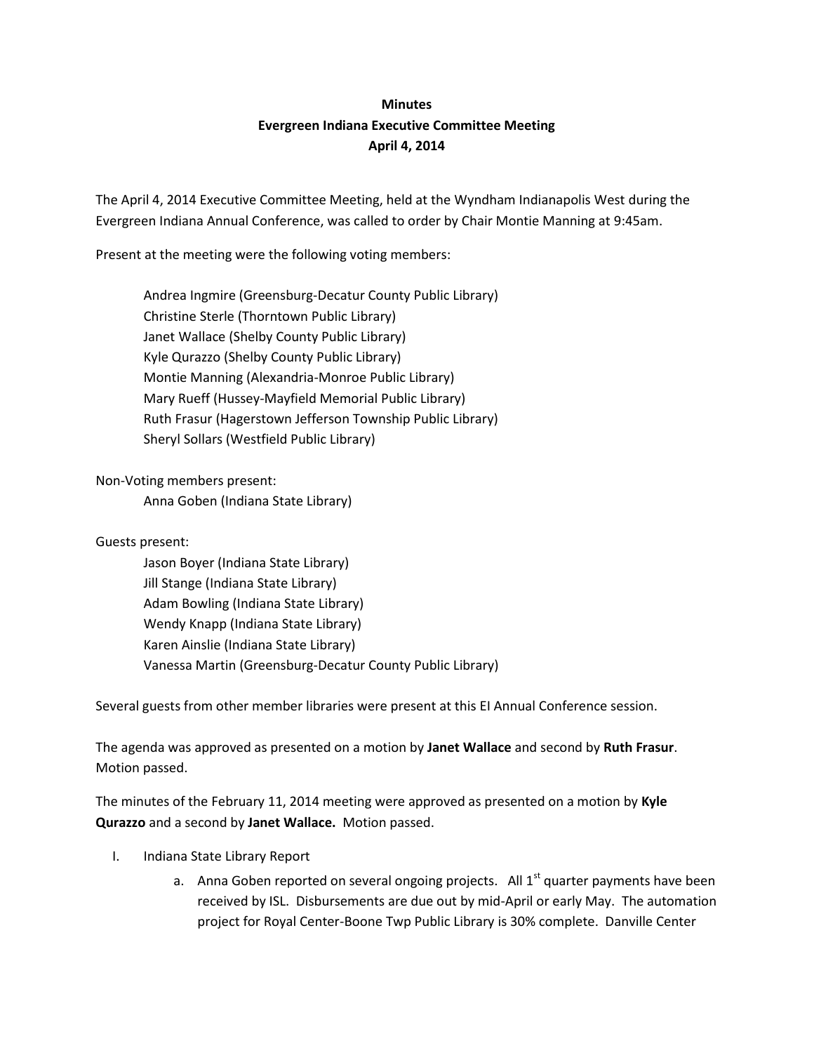**Minutes**
**Evergreen Indiana Executive Committee Meeting**
**April 4, 2014**

The April 4, 2014 Executive Committee Meeting, held at the Wyndham Indianapolis West during the Evergreen Indiana Annual Conference, was called to order by Chair Montie Manning at 9:45am.

Present at the meeting were the following voting members:

> Andrea Ingmire (Greensburg-Decatur County Public Library)
> Christine Sterle (Thorntown Public Library)
> Janet Wallace (Shelby County Public Library)
> Kyle Qurazzo (Shelby County Public Library)
> Montie Manning (Alexandria-Monroe Public Library)
> Mary Rueff (Hussey-Mayfield Memorial Public Library)
> Ruth Frasur (Hagerstown Jefferson Township Public Library)
> Sheryl Sollars (Westfield Public Library)

Non-Voting members present:

> Anna Goben (Indiana State Library)

Guests present:

> Jason Boyer (Indiana State Library)
> Jill Stange (Indiana State Library)
> Adam Bowling (Indiana State Library)
> Wendy Knapp (Indiana State Library)
> Karen Ainslie (Indiana State Library)
> Vanessa Martin (Greensburg-Decatur County Public Library)

Several guests from other member libraries were present at this EI Annual Conference session.

The agenda was approved as presented on a motion by **Janet Wallace** and second by **Ruth Frasur**. Motion passed.

The minutes of the February 11, 2014 meeting were approved as presented on a motion by **Kyle Qurazzo** and a second by **Janet Wallace.** Motion passed.

I. Indiana State Library Report
   a. Anna Goben reported on several ongoing projects. All 1st quarter payments have been received by ISL. Disbursements are due out by mid-April or early May. The automation project for Royal Center-Boone Twp Public Library is 30% complete. Danville Center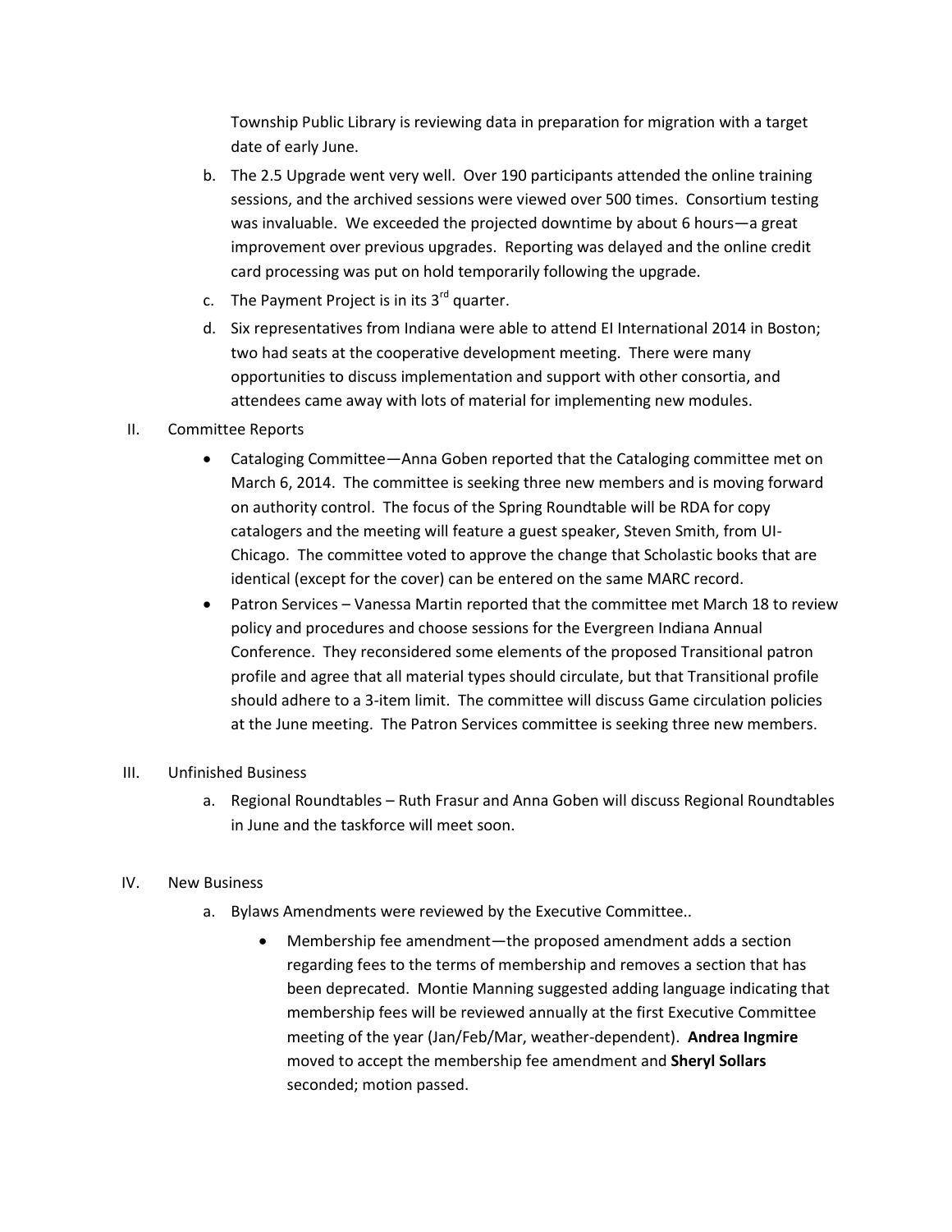Township Public Library is reviewing data in preparation for migration with a target date of early June.

b. The 2.5 Upgrade went very well. Over 190 participants attended the online training sessions, and the archived sessions were viewed over 500 times. Consortium testing was invaluable. We exceeded the projected downtime by about 6 hours—a great improvement over previous upgrades. Reporting was delayed and the online credit card processing was put on hold temporarily following the upgrade.

c. The Payment Project is in its 3rd quarter.

d. Six representatives from Indiana were able to attend EI International 2014 in Boston; two had seats at the cooperative development meeting. There were many opportunities to discuss implementation and support with other consortia, and attendees came away with lots of material for implementing new modules.

II. Committee Reports

- Cataloging Committee—Anna Goben reported that the Cataloging committee met on March 6, 2014. The committee is seeking three new members and is moving forward on authority control. The focus of the Spring Roundtable will be RDA for copy catalogers and the meeting will feature a guest speaker, Steven Smith, from UI-Chicago. The committee voted to approve the change that Scholastic books that are identical (except for the cover) can be entered on the same MARC record.
- Patron Services – Vanessa Martin reported that the committee met March 18 to review policy and procedures and choose sessions for the Evergreen Indiana Annual Conference. They reconsidered some elements of the proposed Transitional patron profile and agree that all material types should circulate, but that Transitional profile should adhere to a 3-item limit. The committee will discuss Game circulation policies at the June meeting. The Patron Services committee is seeking three new members.

III. Unfinished Business

a. Regional Roundtables – Ruth Frasur and Anna Goben will discuss Regional Roundtables in June and the taskforce will meet soon.

IV. New Business

a. Bylaws Amendments were reviewed by the Executive Committee..

- Membership fee amendment—the proposed amendment adds a section regarding fees to the terms of membership and removes a section that has been deprecated. Montie Manning suggested adding language indicating that membership fees will be reviewed annually at the first Executive Committee meeting of the year (Jan/Feb/Mar, weather-dependent). **Andrea Ingmire** moved to accept the membership fee amendment and **Sheryl Sollars** seconded; motion passed.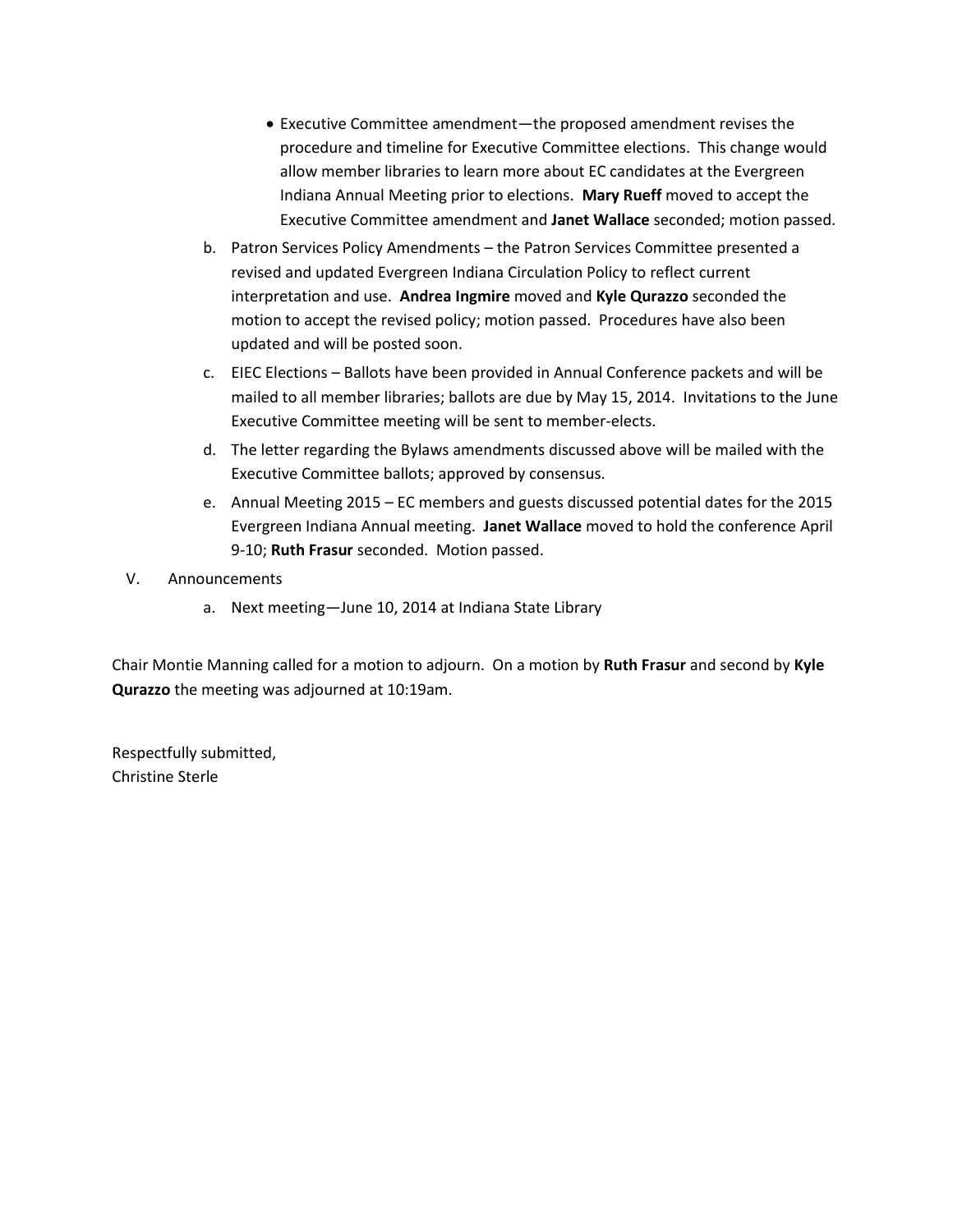- Executive Committee amendment—the proposed amendment revises the procedure and timeline for Executive Committee elections. This change would allow member libraries to learn more about EC candidates at the Evergreen Indiana Annual Meeting prior to elections. **Mary Rueff** moved to accept the Executive Committee amendment and **Janet Wallace** seconded; motion passed.

b. Patron Services Policy Amendments – the Patron Services Committee presented a revised and updated Evergreen Indiana Circulation Policy to reflect current interpretation and use. **Andrea Ingmire** moved and **Kyle Qurazzo** seconded the motion to accept the revised policy; motion passed. Procedures have also been updated and will be posted soon.

c. EIEC Elections – Ballots have been provided in Annual Conference packets and will be mailed to all member libraries; ballots are due by May 15, 2014. Invitations to the June Executive Committee meeting will be sent to member-elects.

d. The letter regarding the Bylaws amendments discussed above will be mailed with the Executive Committee ballots; approved by consensus.

e. Annual Meeting 2015 – EC members and guests discussed potential dates for the 2015 Evergreen Indiana Annual meeting. **Janet Wallace** moved to hold the conference April 9-10; **Ruth Frasur** seconded. Motion passed.

V. Announcements

a. Next meeting—June 10, 2014 at Indiana State Library

Chair Montie Manning called for a motion to adjourn. On a motion by **Ruth Frasur** and second by **Kyle Qurazzo** the meeting was adjourned at 10:19am.

Respectfully submitted,
Christine Sterle